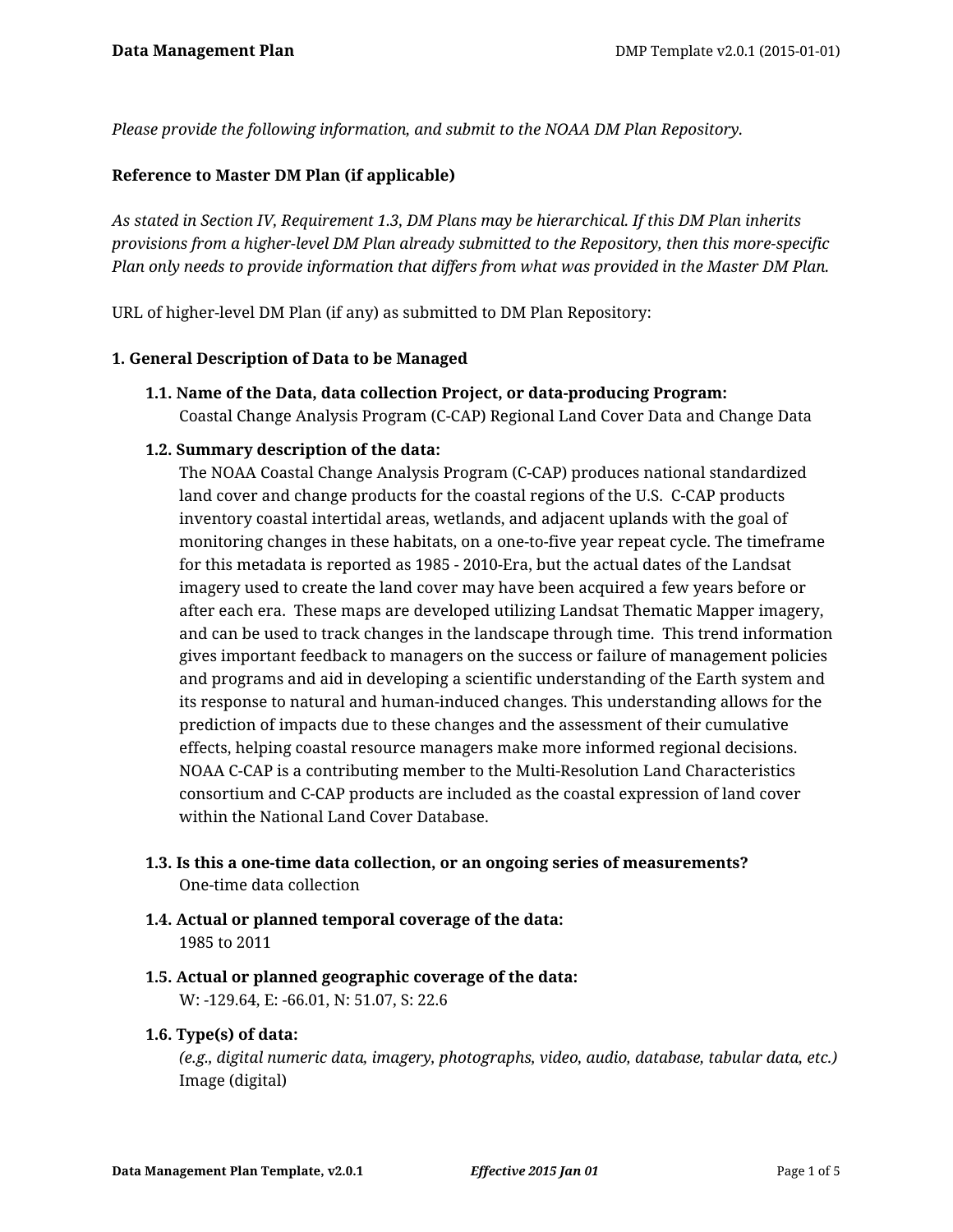*Please provide the following information, and submit to the NOAA DM Plan Repository.*

**Reference to Master DM Plan (if applicable)**

*As stated in Section IV, Requirement 1.3, DM Plans may be hierarchical. If this DM Plan inherits provisions from a higher-level DM Plan already submitted to the Repository, then this more-specific Plan only needs to provide information that differs from what was provided in the Master DM Plan.*

URL of higher-level DM Plan (if any) as submitted to DM Plan Repository:

## 1. General Description of Data to be Managed

### 1.1. Name of the Data, data collection Project, or data-producing Program:

Coastal Change Analysis Program (C-CAP) Regional Land Cover Data and Change Data

### 1.2. Summary description of the data:

The NOAA Coastal Change Analysis Program (C-CAP) produces national standardized land cover and change products for the coastal regions of the U.S. C-CAP products inventory coastal intertidal areas, wetlands, and adjacent uplands with the goal of monitoring changes in these habitats, on a one-to-five year repeat cycle. The timeframe for this metadata is reported as 1985 - 2010-Era, but the actual dates of the Landsat imagery used to create the land cover may have been acquired a few years before or after each era. These maps are developed utilizing Landsat Thematic Mapper imagery, and can be used to track changes in the landscape through time. This trend information gives important feedback to managers on the success or failure of management policies and programs and aid in developing a scientific understanding of the Earth system and its response to natural and human-induced changes. This understanding allows for the prediction of impacts due to these changes and the assessment of their cumulative effects, helping coastal resource managers make more informed regional decisions. NOAA C-CAP is a contributing member to the Multi-Resolution Land Characteristics consortium and C-CAP products are included as the coastal expression of land cover within the National Land Cover Database.

### 1.3. Is this a one-time data collection, or an ongoing series of measurements?

One-time data collection

### 1.4. Actual or planned temporal coverage of the data:

1985 to 2011

### 1.5. Actual or planned geographic coverage of the data:

W: -129.64, E: -66.01, N: 51.07, S: 22.6

### 1.6. Type(s) of data:

*(e.g., digital numeric data, imagery, photographs, video, audio, database, tabular data, etc.)*

Image (digital)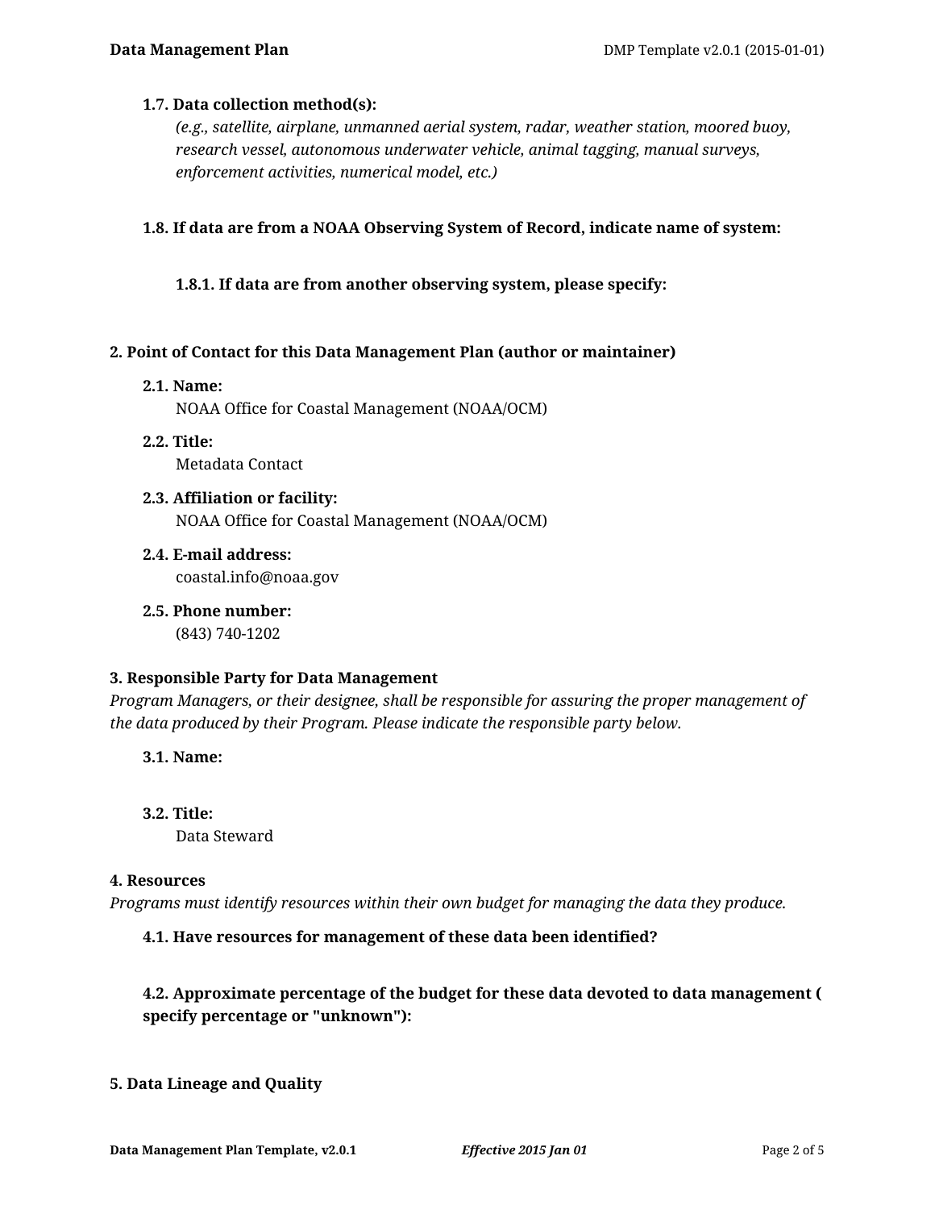### 1.7. Data collection method(s):

*(e.g., satellite, airplane, unmanned aerial system, radar, weather station, moored buoy, research vessel, autonomous underwater vehicle, animal tagging, manual surveys, enforcement activities, numerical model, etc.)*

### 1.8. If data are from a NOAA Observing System of Record, indicate name of system:

#### 1.8.1. If data are from another observing system, please specify:

## 2. Point of Contact for this Data Management Plan (author or maintainer)

### 2.1. Name:

NOAA Office for Coastal Management (NOAA/OCM)

### 2.2. Title:

Metadata Contact

### 2.3. Affiliation or facility:

NOAA Office for Coastal Management (NOAA/OCM)

### 2.4. E-mail address:

coastal.info@noaa.gov

### 2.5. Phone number:

(843) 740-1202

## 3. Responsible Party for Data Management

*Program Managers, or their designee, shall be responsible for assuring the proper management of the data produced by their Program. Please indicate the responsible party below.*

### 3.1. Name:

### 3.2. Title:

Data Steward

## 4. Resources

*Programs must identify resources within their own budget for managing the data they produce.*

### 4.1. Have resources for management of these data been identified?

### 4.2. Approximate percentage of the budget for these data devoted to data management ( specify percentage or "unknown"):

## 5. Data Lineage and Quality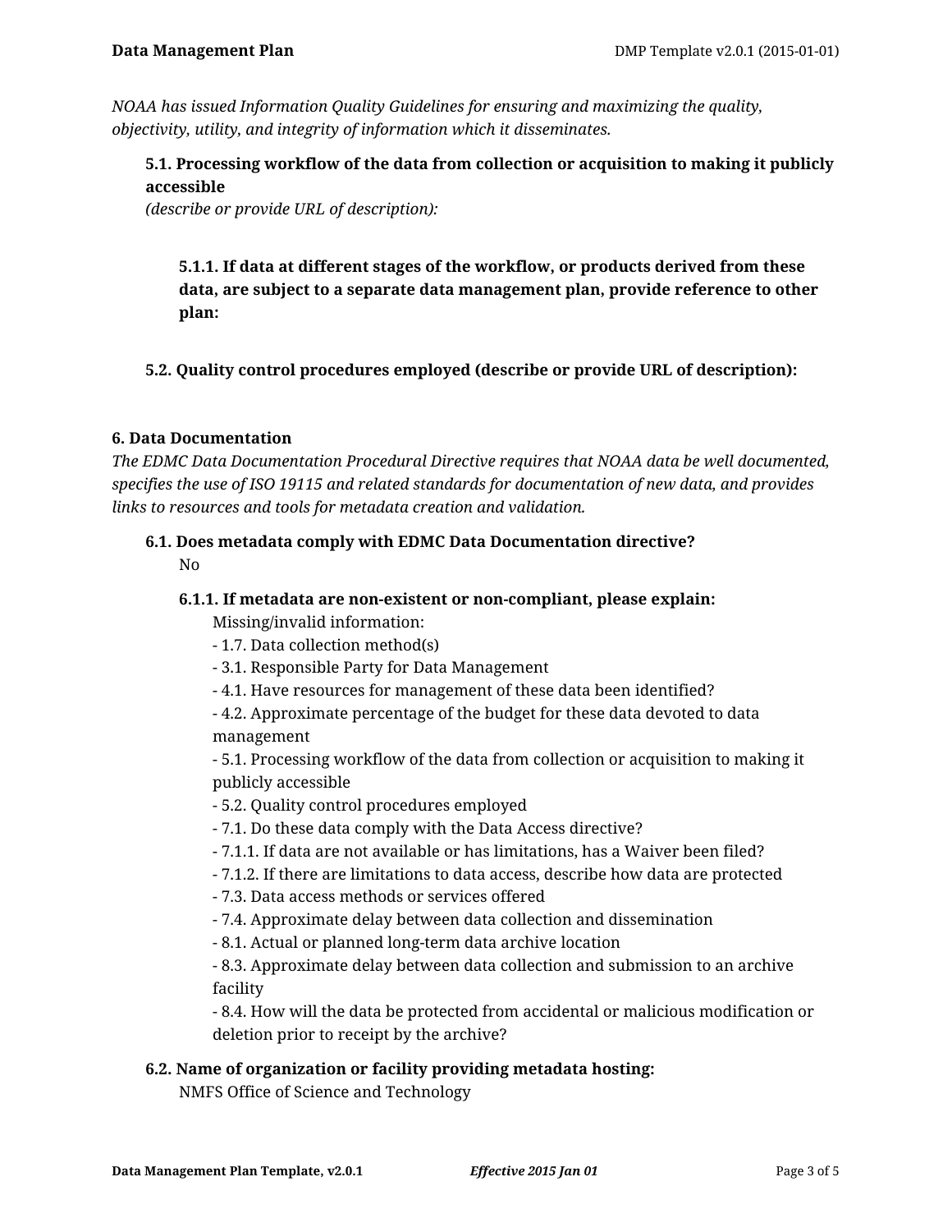*NOAA has issued Information Quality Guidelines for ensuring and maximizing the quality, objectivity, utility, and integrity of information which it disseminates.*

**5.1. Processing workflow of the data from collection or acquisition to making it publicly accessible**
*(describe or provide URL of description):*

**5.1.1. If data at different stages of the workflow, or products derived from these data, are subject to a separate data management plan, provide reference to other plan:**

**5.2. Quality control procedures employed (describe or provide URL of description):**

**6. Data Documentation**

*The EDMC Data Documentation Procedural Directive requires that NOAA data be well documented, specifies the use of ISO 19115 and related standards for documentation of new data, and provides links to resources and tools for metadata creation and validation.*

**6.1. Does metadata comply with EDMC Data Documentation directive?**

No

**6.1.1. If metadata are non-existent or non-compliant, please explain:**

Missing/invalid information:
- 1.7. Data collection method(s)
- 3.1. Responsible Party for Data Management
- 4.1. Have resources for management of these data been identified?
- 4.2. Approximate percentage of the budget for these data devoted to data management
- 5.1. Processing workflow of the data from collection or acquisition to making it publicly accessible
- 5.2. Quality control procedures employed
- 7.1. Do these data comply with the Data Access directive?
- 7.1.1. If data are not available or has limitations, has a Waiver been filed?
- 7.1.2. If there are limitations to data access, describe how data are protected
- 7.3. Data access methods or services offered
- 7.4. Approximate delay between data collection and dissemination
- 8.1. Actual or planned long-term data archive location
- 8.3. Approximate delay between data collection and submission to an archive facility
- 8.4. How will the data be protected from accidental or malicious modification or deletion prior to receipt by the archive?

**6.2. Name of organization or facility providing metadata hosting:**

NMFS Office of Science and Technology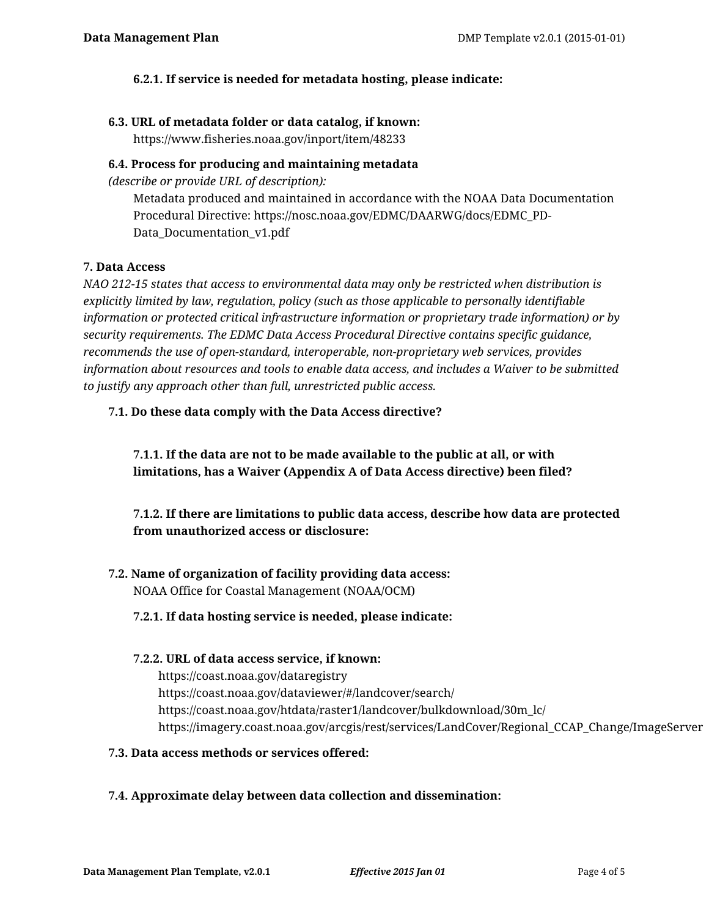**6.2.1. If service is needed for metadata hosting, please indicate:**

**6.3. URL of metadata folder or data catalog, if known:**

https://www.fisheries.noaa.gov/inport/item/48233

**6.4. Process for producing and maintaining metadata**
*(describe or provide URL of description):*

Metadata produced and maintained in accordance with the NOAA Data Documentation Procedural Directive: https://nosc.noaa.gov/EDMC/DAARWG/docs/EDMC_PD-Data_Documentation_v1.pdf

**7. Data Access**

*NAO 212-15 states that access to environmental data may only be restricted when distribution is explicitly limited by law, regulation, policy (such as those applicable to personally identifiable information or protected critical infrastructure information or proprietary trade information) or by security requirements. The EDMC Data Access Procedural Directive contains specific guidance, recommends the use of open-standard, interoperable, non-proprietary web services, provides information about resources and tools to enable data access, and includes a Waiver to be submitted to justify any approach other than full, unrestricted public access.*

**7.1. Do these data comply with the Data Access directive?**

**7.1.1. If the data are not to be made available to the public at all, or with limitations, has a Waiver (Appendix A of Data Access directive) been filed?**

**7.1.2. If there are limitations to public data access, describe how data are protected from unauthorized access or disclosure:**

**7.2. Name of organization of facility providing data access:**

NOAA Office for Coastal Management (NOAA/OCM)

**7.2.1. If data hosting service is needed, please indicate:**

**7.2.2. URL of data access service, if known:**

https://coast.noaa.gov/dataregistry
https://coast.noaa.gov/dataviewer/#/landcover/search/
https://coast.noaa.gov/htdata/raster1/landcover/bulkdownload/30m_lc/
https://imagery.coast.noaa.gov/arcgis/rest/services/LandCover/Regional_CCAP_Change/ImageServer

**7.3. Data access methods or services offered:**

**7.4. Approximate delay between data collection and dissemination:**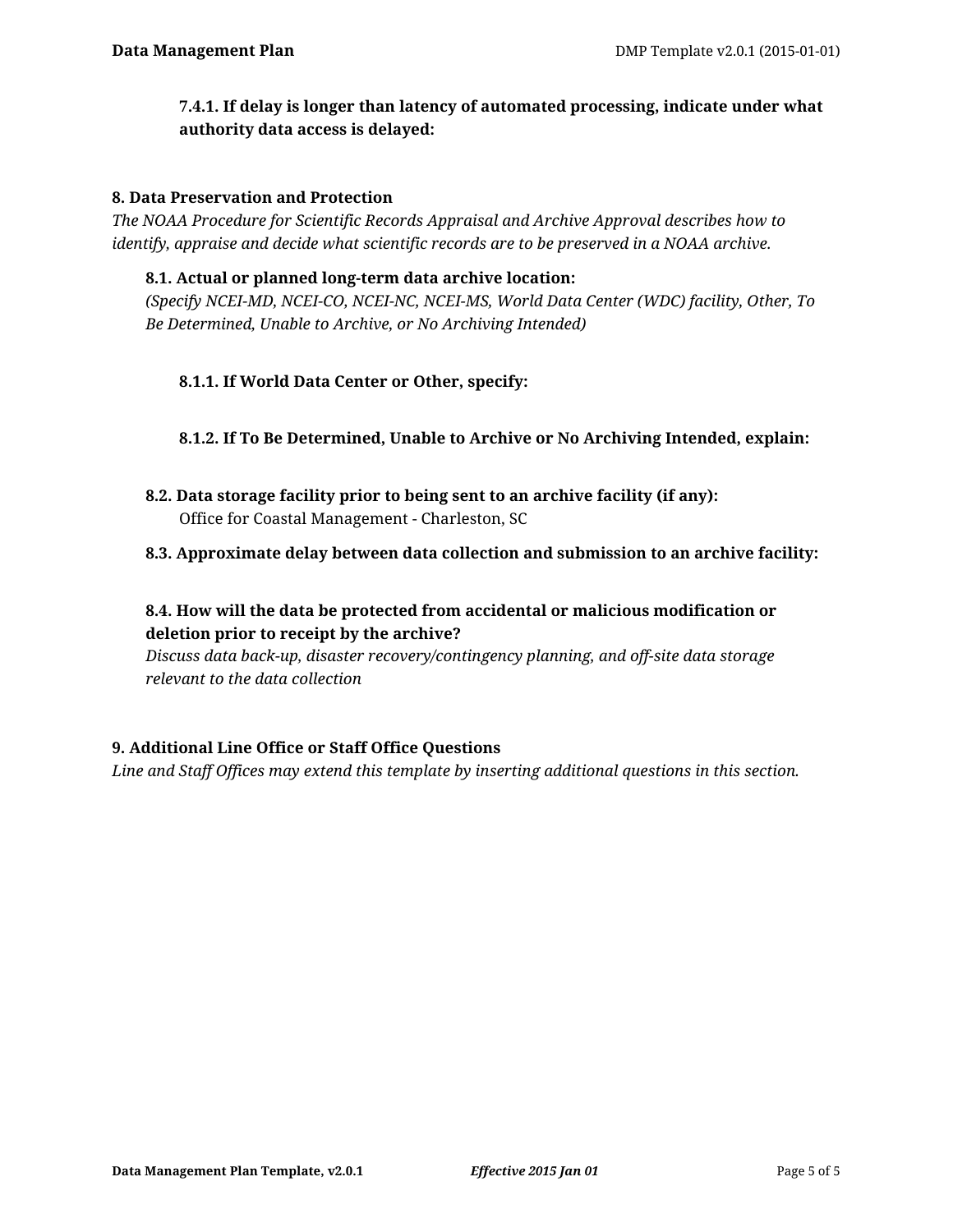**7.4.1. If delay is longer than latency of automated processing, indicate under what authority data access is delayed:**

## 8. Data Preservation and Protection

*The NOAA Procedure for Scientific Records Appraisal and Archive Approval describes how to identify, appraise and decide what scientific records are to be preserved in a NOAA archive.*

### 8.1. Actual or planned long-term data archive location:

*(Specify NCEI-MD, NCEI-CO, NCEI-NC, NCEI-MS, World Data Center (WDC) facility, Other, To Be Determined, Unable to Archive, or No Archiving Intended)*

**8.1.1. If World Data Center or Other, specify:**

**8.1.2. If To Be Determined, Unable to Archive or No Archiving Intended, explain:**

### 8.2. Data storage facility prior to being sent to an archive facility (if any):

Office for Coastal Management - Charleston, SC

### 8.3. Approximate delay between data collection and submission to an archive facility:

### 8.4. How will the data be protected from accidental or malicious modification or deletion prior to receipt by the archive?

*Discuss data back-up, disaster recovery/contingency planning, and off-site data storage relevant to the data collection*

## 9. Additional Line Office or Staff Office Questions

*Line and Staff Offices may extend this template by inserting additional questions in this section.*